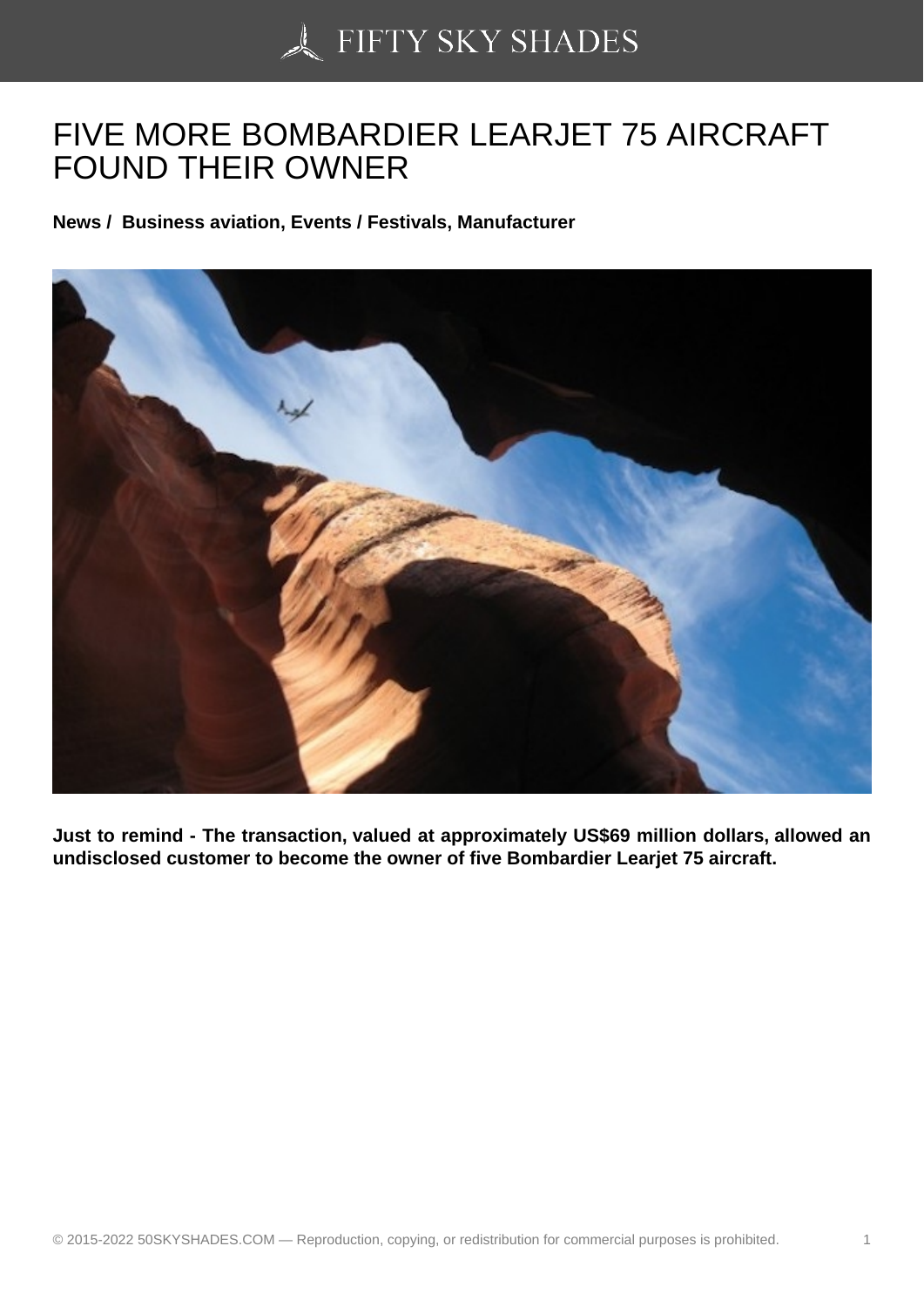# FIVE MORE BOMBARDIER LEARJET 75 AIRCRAFT FOUND THEIR OWNER

**News / Business aviation, Events / Festivals, Manufacturer**

**Just to remind - The transaction, valued at approximately US$69 million dollars, allowed an undisclosed customer to become the owner of five Bombardier Learjet 75 aircraft.**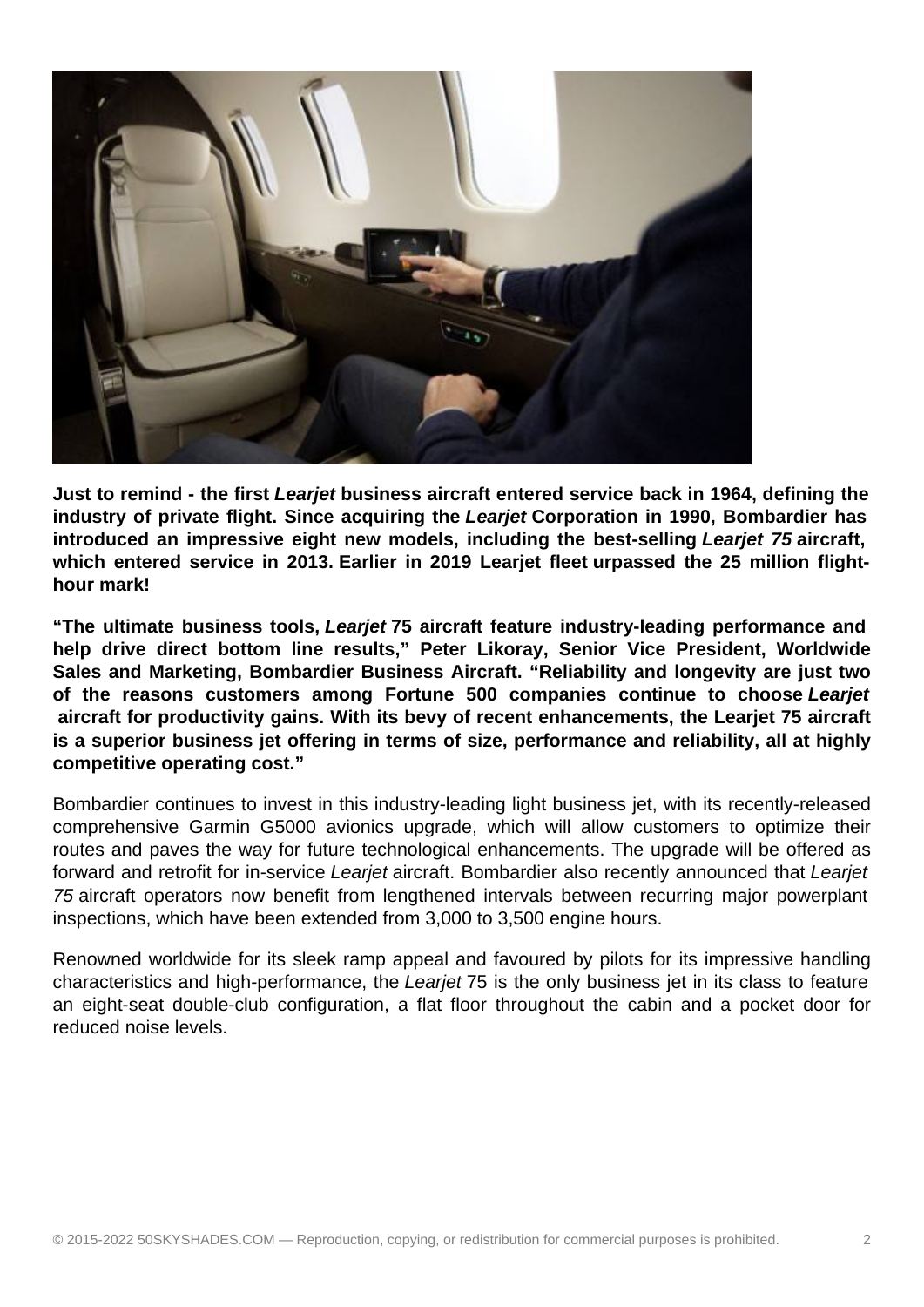**Just to remind - the first *Learjet* business aircraft entered service back in 1964, defining the industry of private flight. Since acquiring the *Learjet* Corporation in 1990, Bombardier has introduced an impressive eight new models, including the best-selling *Learjet 75* aircraft, which entered service in 2013. Earlier in 2019 Learjet fleet urpassed the 25 million flight-hour mark!**

**"The ultimate business tools, *Learjet* 75 aircraft feature industry-leading performance and help drive direct bottom line results," Peter Likoray, Senior Vice President, Worldwide Sales and Marketing, Bombardier Business Aircraft. "Reliability and longevity are just two of the reasons customers among Fortune 500 companies continue to choose *Learjet* aircraft for productivity gains. With its bevy of recent enhancements, the Learjet 75 aircraft is a superior business jet offering in terms of size, performance and reliability, all at highly competitive operating cost."**

Bombardier continues to invest in this industry-leading light business jet, with its recently-released comprehensive Garmin G5000 avionics upgrade, which will allow customers to optimize their routes and paves the way for future technological enhancements. The upgrade will be offered as forward and retrofit for in-service *Learjet* aircraft. Bombardier also recently announced that *Learjet 75* aircraft operators now benefit from lengthened intervals between recurring major powerplant inspections, which have been extended from 3,000 to 3,500 engine hours.

Renowned worldwide for its sleek ramp appeal and favoured by pilots for its impressive handling characteristics and high-performance, the *Learjet* 75 is the only business jet in its class to feature an eight-seat double-club configuration, a flat floor throughout the cabin and a pocket door for reduced noise levels.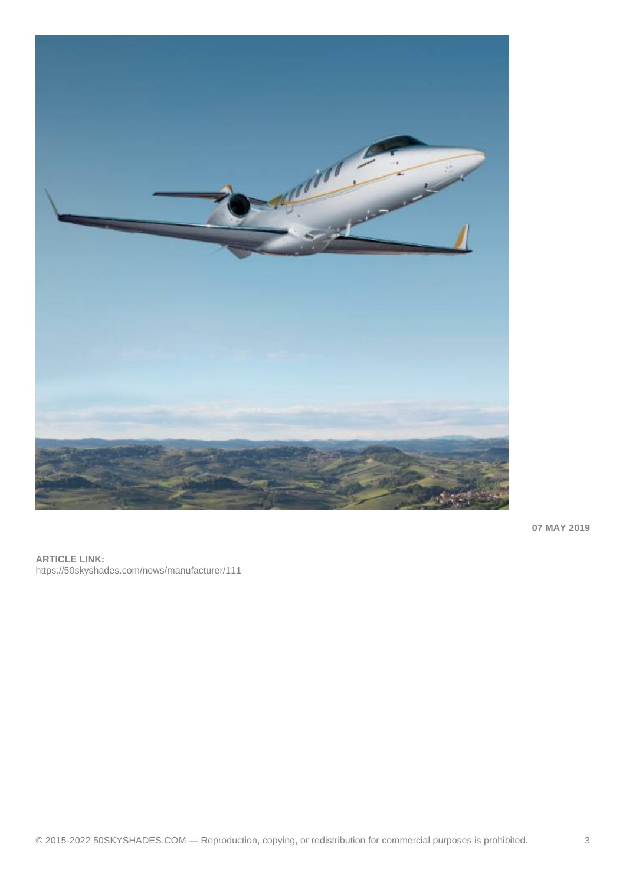**07 MAY 2019**

**ARTICLE LINK:**
https://50skyshades.com/news/manufacturer/111

© 2015-2022 50SKYSHADES.COM — Reproduction, copying, or redistribution for commercial purposes is prohibited.